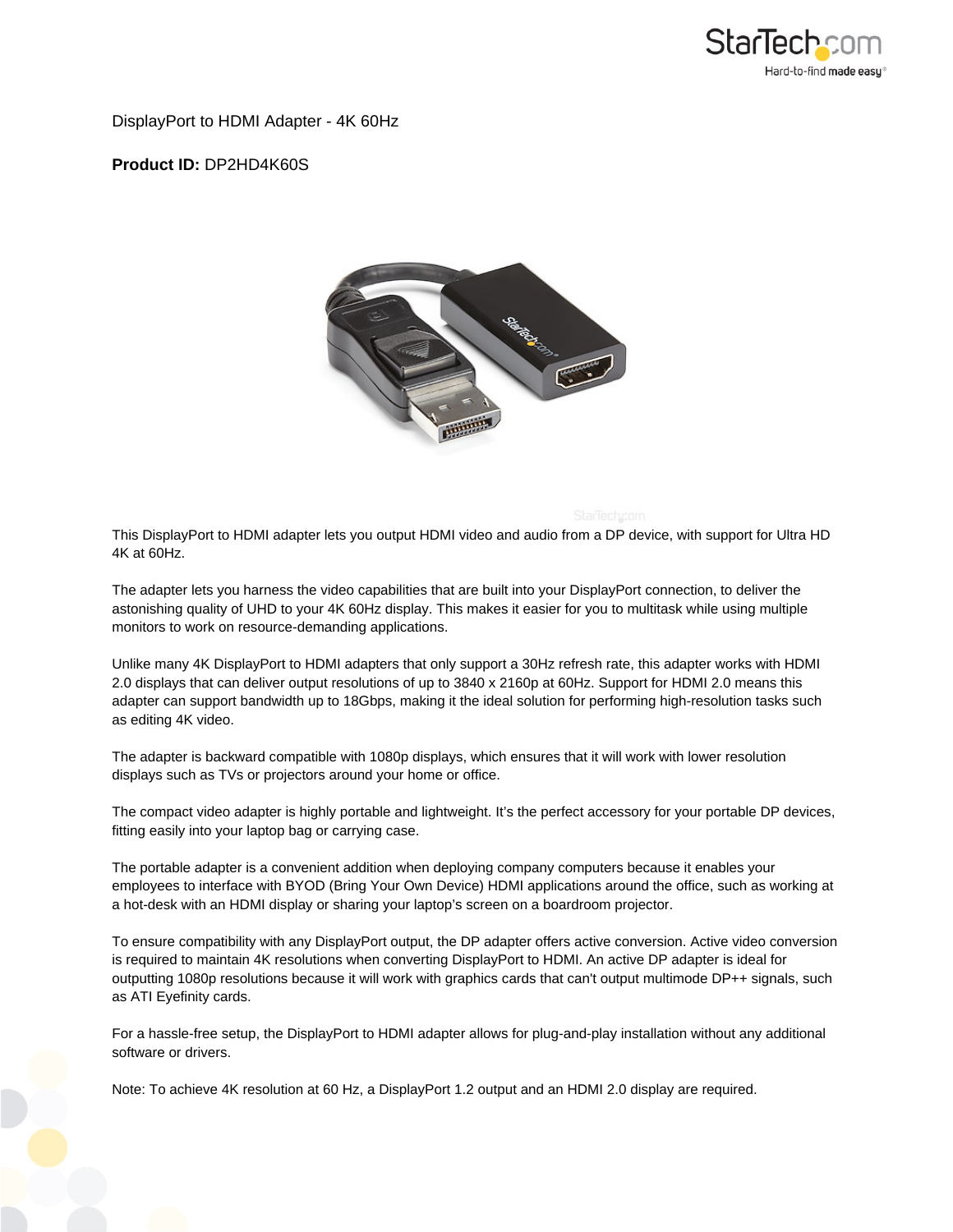DisplayPort to HDMI Adapter - 4K 60Hz

**Product ID:** DP2HD4K60S

This DisplayPort to HDMI adapter lets you output HDMI video and audio from a DP device, with support for Ultra HD 4K at 60Hz.

The adapter lets you harness the video capabilities that are built into your DisplayPort connection, to deliver the astonishing quality of UHD to your 4K 60Hz display. This makes it easier for you to multitask while using multiple monitors to work on resource-demanding applications.

Unlike many 4K DisplayPort to HDMI adapters that only support a 30Hz refresh rate, this adapter works with HDMI 2.0 displays that can deliver output resolutions of up to 3840 x 2160p at 60Hz. Support for HDMI 2.0 means this adapter can support bandwidth up to 18Gbps, making it the ideal solution for performing high-resolution tasks such as editing 4K video.

The adapter is backward compatible with 1080p displays, which ensures that it will work with lower resolution displays such as TVs or projectors around your home or office.

The compact video adapter is highly portable and lightweight. It’s the perfect accessory for your portable DP devices, fitting easily into your laptop bag or carrying case.

The portable adapter is a convenient addition when deploying company computers because it enables your employees to interface with BYOD (Bring Your Own Device) HDMI applications around the office, such as working at a hot-desk with an HDMI display or sharing your laptop’s screen on a boardroom projector.

To ensure compatibility with any DisplayPort output, the DP adapter offers active conversion. Active video conversion is required to maintain 4K resolutions when converting DisplayPort to HDMI. An active DP adapter is ideal for outputting 1080p resolutions because it will work with graphics cards that can't output multimode DP++ signals, such as ATI Eyefinity cards.

For a hassle-free setup, the DisplayPort to HDMI adapter allows for plug-and-play installation without any additional software or drivers.

Note: To achieve 4K resolution at 60 Hz, a DisplayPort 1.2 output and an HDMI 2.0 display are required.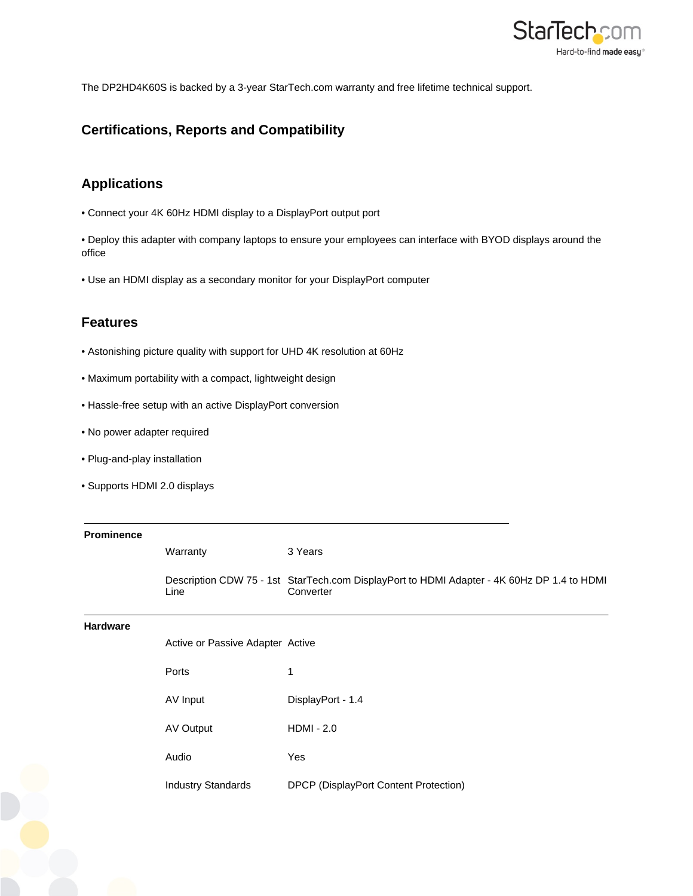The DP2HD4K60S is backed by a 3-year StarTech.com warranty and free lifetime technical support.

## Certifications, Reports and Compatibility

## Applications

• Connect your 4K 60Hz HDMI display to a DisplayPort output port

• Deploy this adapter with company laptops to ensure your employees can interface with BYOD displays around the office

• Use an HDMI display as a secondary monitor for your DisplayPort computer

## Features

• Astonishing picture quality with support for UHD 4K resolution at 60Hz

• Maximum portability with a compact, lightweight design

• Hassle-free setup with an active DisplayPort conversion

• No power adapter required

• Plug-and-play installation

• Supports HDMI 2.0 displays

| | | |
|---|---|---|
| **Prominence** | Warranty | 3 Years |
| | Description CDW 75 - 1st Line | StarTech.com DisplayPort to HDMI Adapter - 4K 60Hz DP 1.4 to HDMI Converter |
| **Hardware** | Active or Passive Adapter | Active |
| | Ports | 1 |
| | AV Input | DisplayPort - 1.4 |
| | AV Output | HDMI - 2.0 |
| | Audio | Yes |
| | Industry Standards | DPCP (DisplayPort Content Protection) |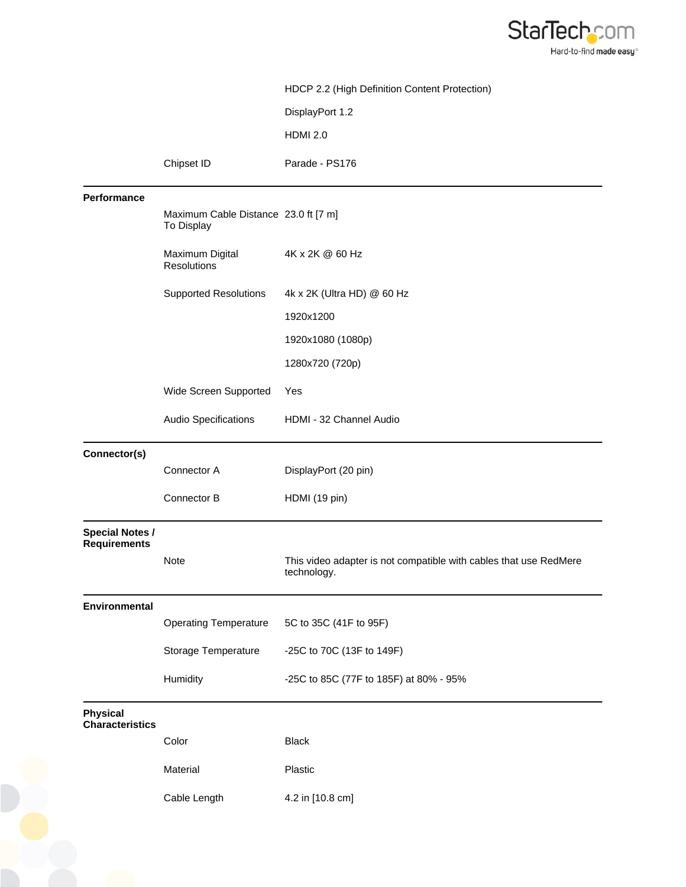| | | |
|---|---|---|
| | | HDCP 2.2 (High Definition Content Protection) |
| | | DisplayPort 1.2 |
| | | HDMI 2.0 |
| | Chipset ID | Parade - PS176 |
| **Performance** | | |
| | Maximum Cable Distance To Display | 23.0 ft [7 m] |
| | Maximum Digital Resolutions | 4K x 2K @ 60 Hz |
| | Supported Resolutions | 4k x 2K (Ultra HD) @ 60 Hz |
| | | 1920x1200 |
| | | 1920x1080 (1080p) |
| | | 1280x720 (720p) |
| | Wide Screen Supported | Yes |
| | Audio Specifications | HDMI - 32 Channel Audio |
| **Connector(s)** | | |
| | Connector A | DisplayPort (20 pin) |
| | Connector B | HDMI (19 pin) |
| **Special Notes / Requirements** | | |
| | Note | This video adapter is not compatible with cables that use RedMere technology. |
| **Environmental** | | |
| | Operating Temperature | 5C to 35C (41F to 95F) |
| | Storage Temperature | -25C to 70C (13F to 149F) |
| | Humidity | -25C to 85C (77F to 185F) at 80% - 95% |
| **Physical Characteristics** | | |
| | Color | Black |
| | Material | Plastic |
| | Cable Length | 4.2 in [10.8 cm] |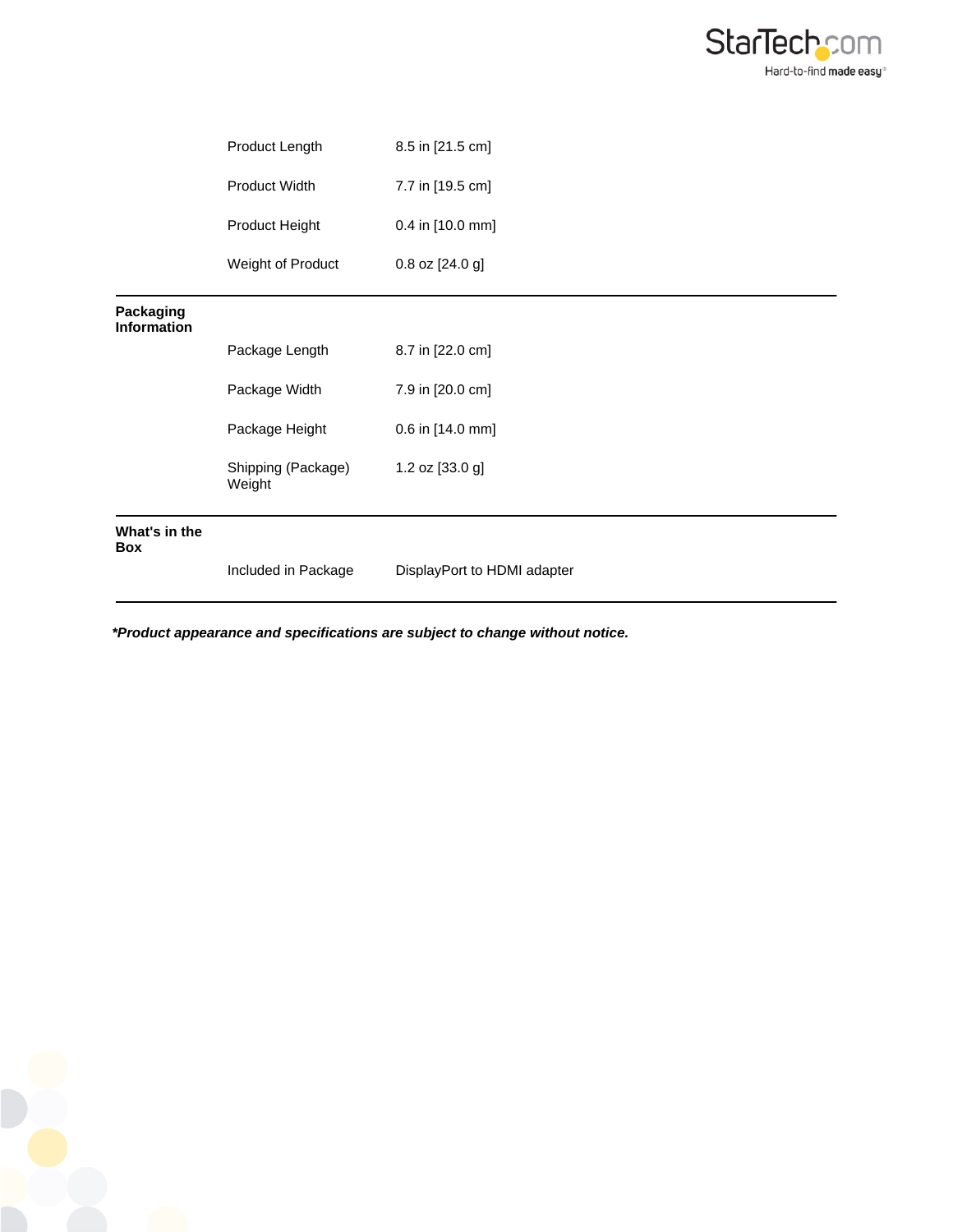| | | |
|---|---|---|
| | Product Length | 8.5 in [21.5 cm] |
| | Product Width | 7.7 in [19.5 cm] |
| | Product Height | 0.4 in [10.0 mm] |
| | Weight of Product | 0.8 oz [24.0 g] |
| **Packaging Information** | | |
| | Package Length | 8.7 in [22.0 cm] |
| | Package Width | 7.9 in [20.0 cm] |
| | Package Height | 0.6 in [14.0 mm] |
| | Shipping (Package) Weight | 1.2 oz [33.0 g] |
| **What's in the Box** | | |
| | Included in Package | DisplayPort to HDMI adapter |

***Product appearance and specifications are subject to change without notice.***